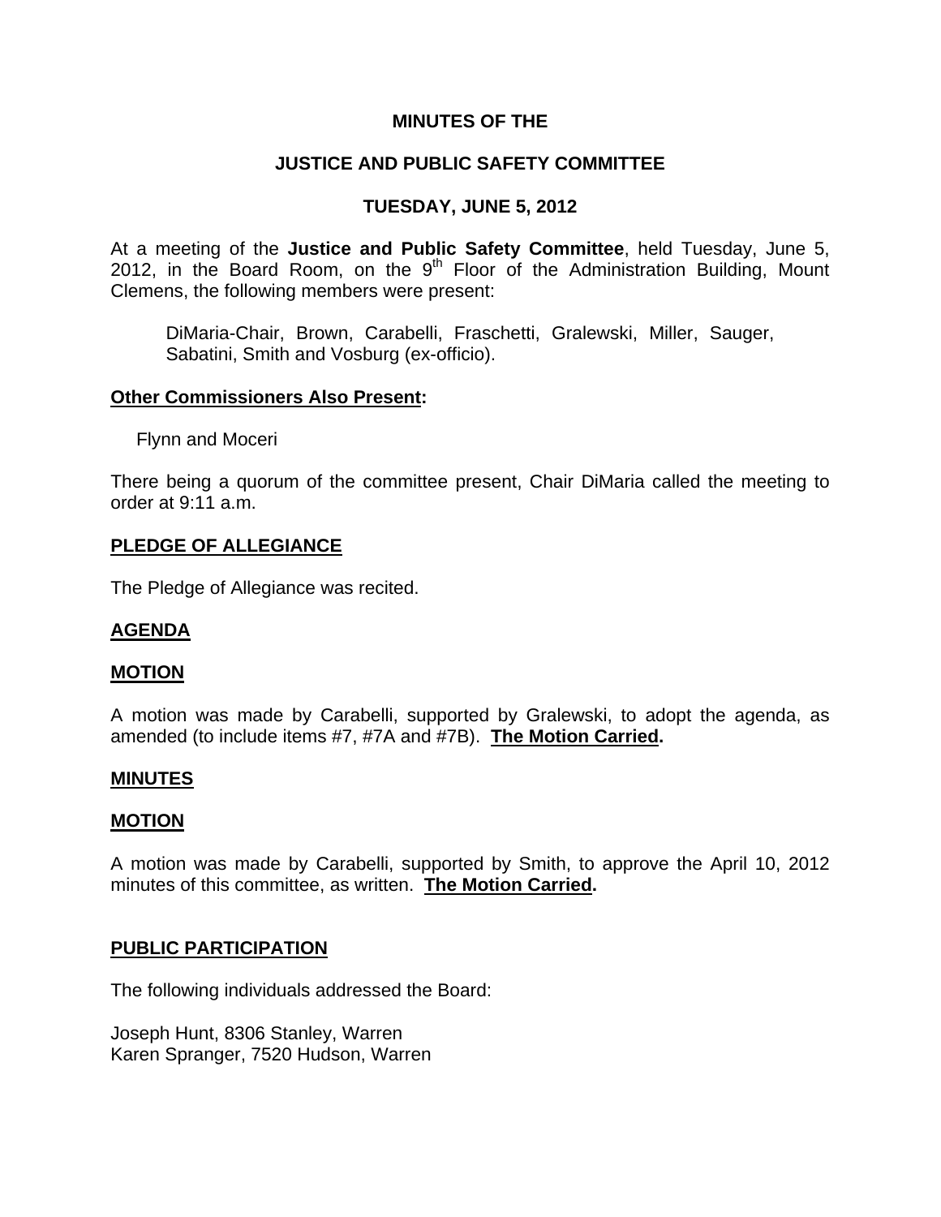# MINUTES OF THE

# JUSTICE AND PUBLIC SAFETY COMMITTEE

# TUESDAY, JUNE 5, 2012

At a meeting of the **Justice and Public Safety Committee**, held Tuesday, June 5, 2012, in the Board Room, on the 9th Floor of the Administration Building, Mount Clemens, the following members were present:

DiMaria-Chair, Brown, Carabelli, Fraschetti, Gralewski, Miller, Sauger, Sabatini, Smith and Vosburg (ex-officio).

**Other Commissioners Also Present:**

Flynn and Moceri

There being a quorum of the committee present, Chair DiMaria called the meeting to order at 9:11 a.m.

**PLEDGE OF ALLEGIANCE**

The Pledge of Allegiance was recited.

**AGENDA**

**MOTION**

A motion was made by Carabelli, supported by Gralewski, to adopt the agenda, as amended (to include items #7, #7A and #7B). **The Motion Carried.**

**MINUTES**

**MOTION**

A motion was made by Carabelli, supported by Smith, to approve the April 10, 2012 minutes of this committee, as written. **The Motion Carried.**

**PUBLIC PARTICIPATION**

The following individuals addressed the Board:

Joseph Hunt, 8306 Stanley, Warren
Karen Spranger, 7520 Hudson, Warren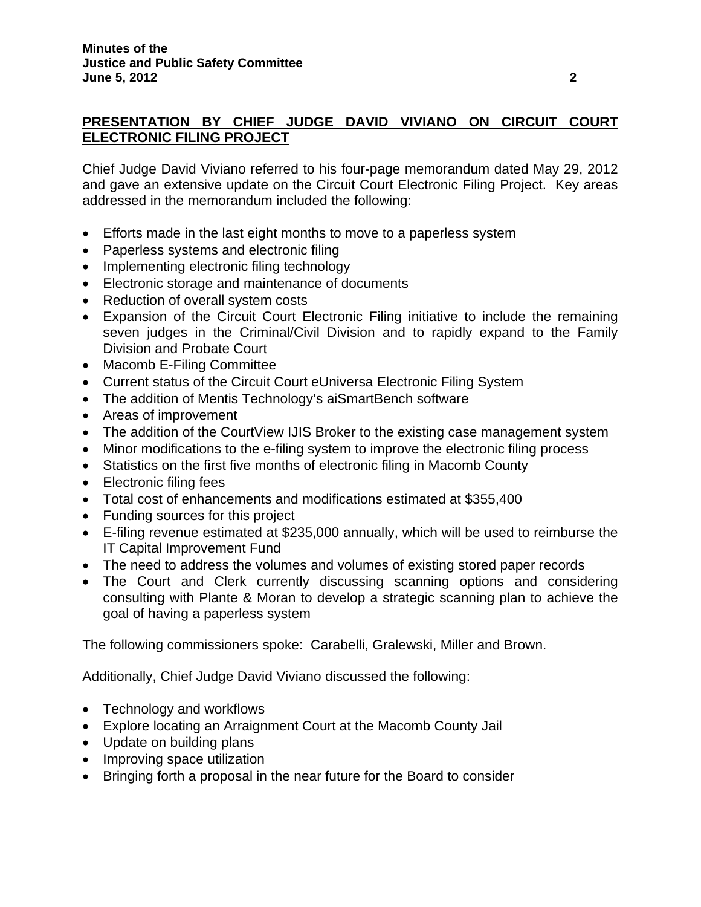## PRESENTATION BY CHIEF JUDGE DAVID VIVIANO ON CIRCUIT COURT ELECTRONIC FILING PROJECT

Chief Judge David Viviano referred to his four-page memorandum dated May 29, 2012 and gave an extensive update on the Circuit Court Electronic Filing Project. Key areas addressed in the memorandum included the following:

- Efforts made in the last eight months to move to a paperless system
- Paperless systems and electronic filing
- Implementing electronic filing technology
- Electronic storage and maintenance of documents
- Reduction of overall system costs
- Expansion of the Circuit Court Electronic Filing initiative to include the remaining seven judges in the Criminal/Civil Division and to rapidly expand to the Family Division and Probate Court
- Macomb E-Filing Committee
- Current status of the Circuit Court eUniversa Electronic Filing System
- The addition of Mentis Technology's aiSmartBench software
- Areas of improvement
- The addition of the CourtView IJIS Broker to the existing case management system
- Minor modifications to the e-filing system to improve the electronic filing process
- Statistics on the first five months of electronic filing in Macomb County
- Electronic filing fees
- Total cost of enhancements and modifications estimated at $355,400
- Funding sources for this project
- E-filing revenue estimated at $235,000 annually, which will be used to reimburse the IT Capital Improvement Fund
- The need to address the volumes and volumes of existing stored paper records
- The Court and Clerk currently discussing scanning options and considering consulting with Plante & Moran to develop a strategic scanning plan to achieve the goal of having a paperless system

The following commissioners spoke: Carabelli, Gralewski, Miller and Brown.

Additionally, Chief Judge David Viviano discussed the following:

- Technology and workflows
- Explore locating an Arraignment Court at the Macomb County Jail
- Update on building plans
- Improving space utilization
- Bringing forth a proposal in the near future for the Board to consider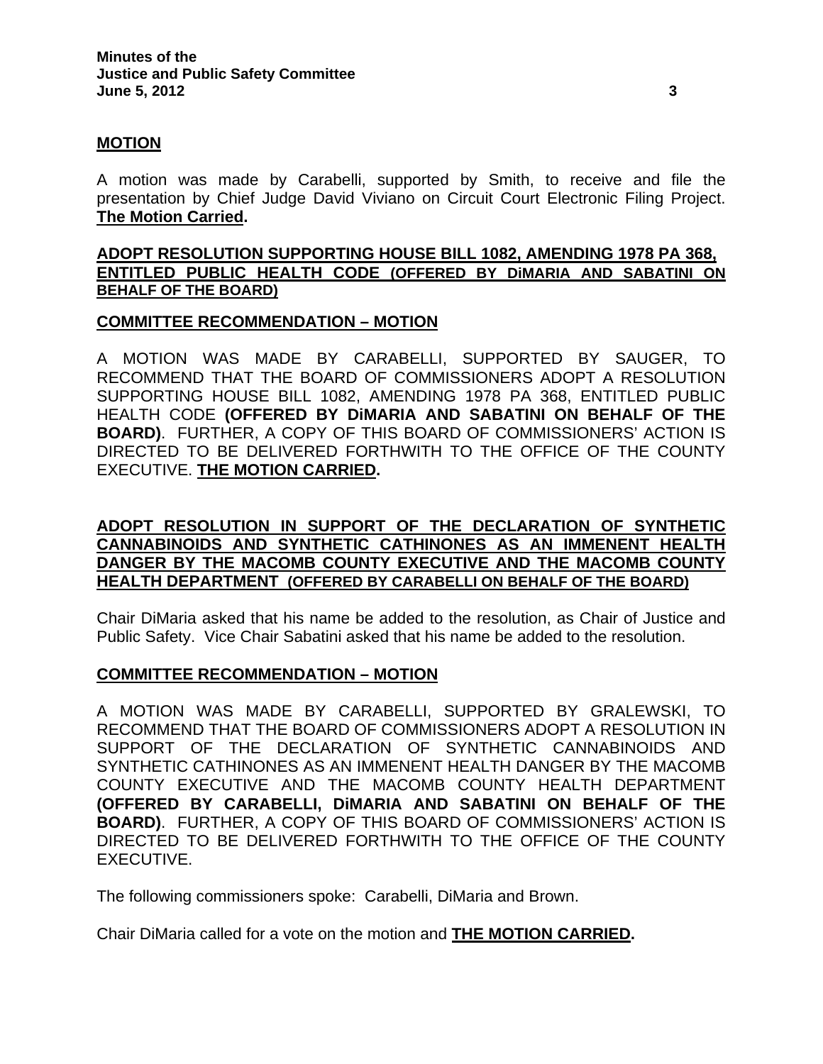**MOTION**

A motion was made by Carabelli, supported by Smith, to receive and file the presentation by Chief Judge David Viviano on Circuit Court Electronic Filing Project. **The Motion Carried.**

**ADOPT RESOLUTION SUPPORTING HOUSE BILL 1082, AMENDING 1978 PA 368, ENTITLED PUBLIC HEALTH CODE (OFFERED BY DiMARIA AND SABATINI ON BEHALF OF THE BOARD)**

**COMMITTEE RECOMMENDATION – MOTION**

A MOTION WAS MADE BY CARABELLI, SUPPORTED BY SAUGER, TO RECOMMEND THAT THE BOARD OF COMMISSIONERS ADOPT A RESOLUTION SUPPORTING HOUSE BILL 1082, AMENDING 1978 PA 368, ENTITLED PUBLIC HEALTH CODE **(OFFERED BY DiMARIA AND SABATINI ON BEHALF OF THE BOARD)**. FURTHER, A COPY OF THIS BOARD OF COMMISSIONERS' ACTION IS DIRECTED TO BE DELIVERED FORTHWITH TO THE OFFICE OF THE COUNTY EXECUTIVE. **THE MOTION CARRIED.**

**ADOPT RESOLUTION IN SUPPORT OF THE DECLARATION OF SYNTHETIC CANNABINOIDS AND SYNTHETIC CATHINONES AS AN IMMENENT HEALTH DANGER BY THE MACOMB COUNTY EXECUTIVE AND THE MACOMB COUNTY HEALTH DEPARTMENT (OFFERED BY CARABELLI ON BEHALF OF THE BOARD)**

Chair DiMaria asked that his name be added to the resolution, as Chair of Justice and Public Safety. Vice Chair Sabatini asked that his name be added to the resolution.

**COMMITTEE RECOMMENDATION – MOTION**

A MOTION WAS MADE BY CARABELLI, SUPPORTED BY GRALEWSKI, TO RECOMMEND THAT THE BOARD OF COMMISSIONERS ADOPT A RESOLUTION IN SUPPORT OF THE DECLARATION OF SYNTHETIC CANNABINOIDS AND SYNTHETIC CATHINONES AS AN IMMENENT HEALTH DANGER BY THE MACOMB COUNTY EXECUTIVE AND THE MACOMB COUNTY HEALTH DEPARTMENT **(OFFERED BY CARABELLI, DiMARIA AND SABATINI ON BEHALF OF THE BOARD)**. FURTHER, A COPY OF THIS BOARD OF COMMISSIONERS' ACTION IS DIRECTED TO BE DELIVERED FORTHWITH TO THE OFFICE OF THE COUNTY EXECUTIVE.

The following commissioners spoke: Carabelli, DiMaria and Brown.

Chair DiMaria called for a vote on the motion and **THE MOTION CARRIED.**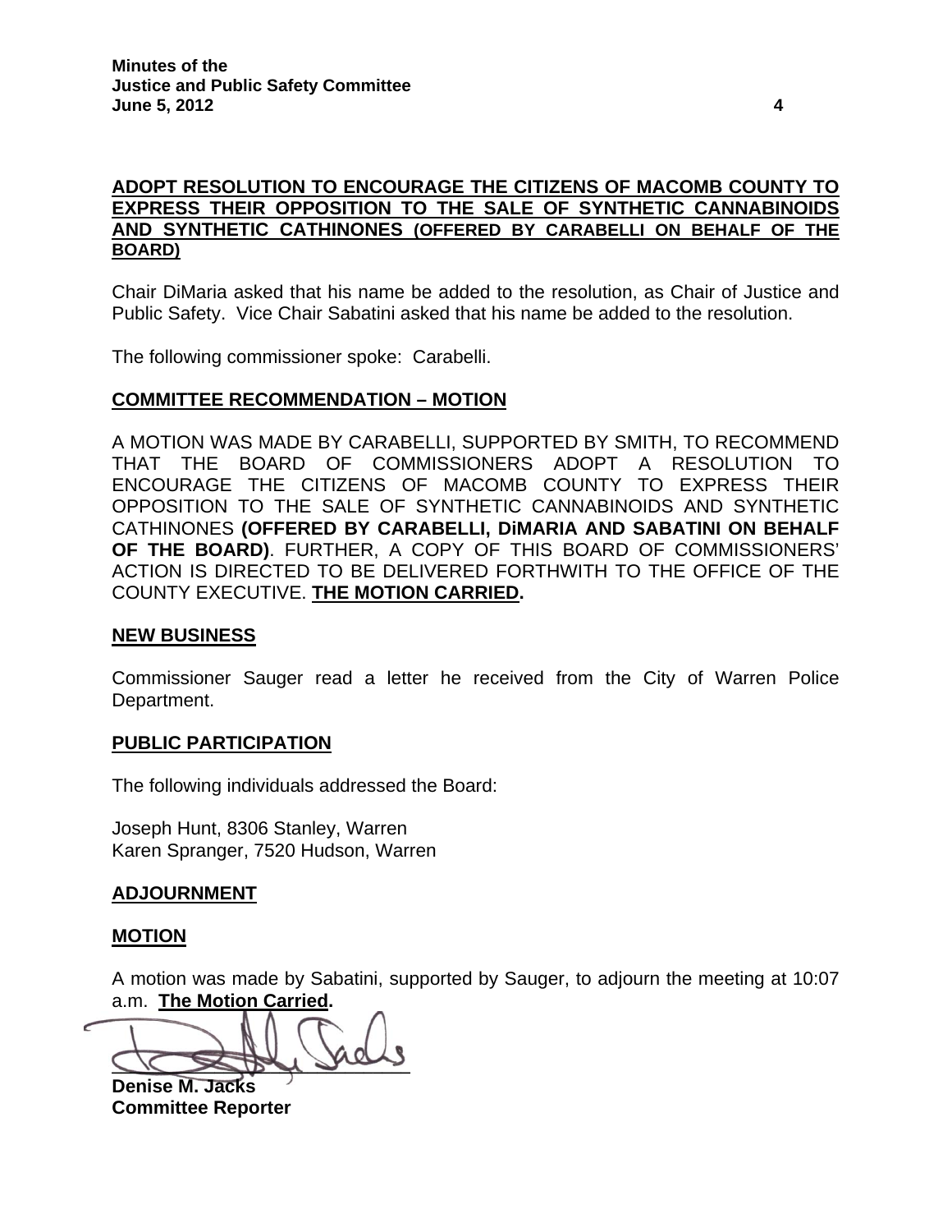**ADOPT RESOLUTION TO ENCOURAGE THE CITIZENS OF MACOMB COUNTY TO EXPRESS THEIR OPPOSITION TO THE SALE OF SYNTHETIC CANNABINOIDS AND SYNTHETIC CATHINONES (OFFERED BY CARABELLI ON BEHALF OF THE BOARD)**

Chair DiMaria asked that his name be added to the resolution, as Chair of Justice and Public Safety. Vice Chair Sabatini asked that his name be added to the resolution.

The following commissioner spoke: Carabelli.

**COMMITTEE RECOMMENDATION – MOTION**

A MOTION WAS MADE BY CARABELLI, SUPPORTED BY SMITH, TO RECOMMEND THAT THE BOARD OF COMMISSIONERS ADOPT A RESOLUTION TO ENCOURAGE THE CITIZENS OF MACOMB COUNTY TO EXPRESS THEIR OPPOSITION TO THE SALE OF SYNTHETIC CANNABINOIDS AND SYNTHETIC CATHINONES **(OFFERED BY CARABELLI, DiMARIA AND SABATINI ON BEHALF OF THE BOARD)**. FURTHER, A COPY OF THIS BOARD OF COMMISSIONERS' ACTION IS DIRECTED TO BE DELIVERED FORTHWITH TO THE OFFICE OF THE COUNTY EXECUTIVE. **THE MOTION CARRIED.**

**NEW BUSINESS**

Commissioner Sauger read a letter he received from the City of Warren Police Department.

**PUBLIC PARTICIPATION**

The following individuals addressed the Board:

Joseph Hunt, 8306 Stanley, Warren
Karen Spranger, 7520 Hudson, Warren

**ADJOURNMENT**

**MOTION**

A motion was made by Sabatini, supported by Sauger, to adjourn the meeting at 10:07 a.m. **The Motion Carried.**

**Denise M. Jacks**
**Committee Reporter**